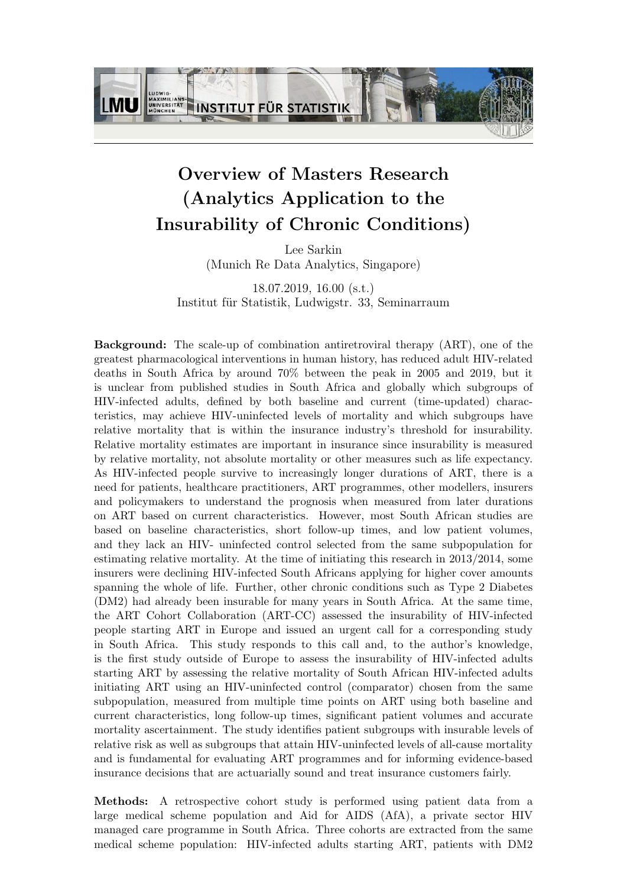# Overview of Masters Research (Analytics Application to the Insurability of Chronic Conditions)

Lee Sarkin
(Munich Re Data Analytics, Singapore)

18.07.2019, 16.00 (s.t.)
Institut für Statistik, Ludwigstr. 33, Seminarraum

**Background:** The scale-up of combination antiretroviral therapy (ART), one of the greatest pharmacological interventions in human history, has reduced adult HIV-related deaths in South Africa by around 70% between the peak in 2005 and 2019, but it is unclear from published studies in South Africa and globally which subgroups of HIV-infected adults, defined by both baseline and current (time-updated) characteristics, may achieve HIV-uninfected levels of mortality and which subgroups have relative mortality that is within the insurance industry's threshold for insurability. Relative mortality estimates are important in insurance since insurability is measured by relative mortality, not absolute mortality or other measures such as life expectancy. As HIV-infected people survive to increasingly longer durations of ART, there is a need for patients, healthcare practitioners, ART programmes, other modellers, insurers and policymakers to understand the prognosis when measured from later durations on ART based on current characteristics. However, most South African studies are based on baseline characteristics, short follow-up times, and low patient volumes, and they lack an HIV- uninfected control selected from the same subpopulation for estimating relative mortality. At the time of initiating this research in 2013/2014, some insurers were declining HIV-infected South Africans applying for higher cover amounts spanning the whole of life. Further, other chronic conditions such as Type 2 Diabetes (DM2) had already been insurable for many years in South Africa. At the same time, the ART Cohort Collaboration (ART-CC) assessed the insurability of HIV-infected people starting ART in Europe and issued an urgent call for a corresponding study in South Africa. This study responds to this call and, to the author's knowledge, is the first study outside of Europe to assess the insurability of HIV-infected adults starting ART by assessing the relative mortality of South African HIV-infected adults initiating ART using an HIV-uninfected control (comparator) chosen from the same subpopulation, measured from multiple time points on ART using both baseline and current characteristics, long follow-up times, significant patient volumes and accurate mortality ascertainment. The study identifies patient subgroups with insurable levels of relative risk as well as subgroups that attain HIV-uninfected levels of all-cause mortality and is fundamental for evaluating ART programmes and for informing evidence-based insurance decisions that are actuarially sound and treat insurance customers fairly.

**Methods:** A retrospective cohort study is performed using patient data from a large medical scheme population and Aid for AIDS (AfA), a private sector HIV managed care programme in South Africa. Three cohorts are extracted from the same medical scheme population: HIV-infected adults starting ART, patients with DM2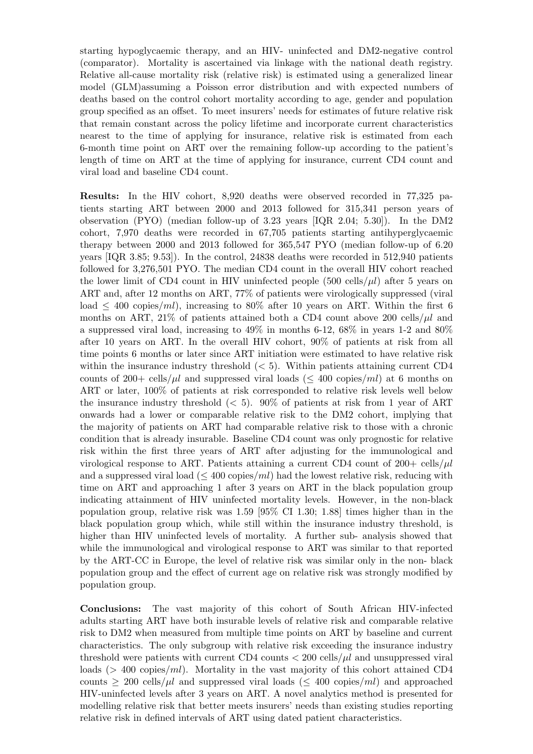starting hypoglycaemic therapy, and an HIV- uninfected and DM2-negative control (comparator). Mortality is ascertained via linkage with the national death registry. Relative all-cause mortality risk (relative risk) is estimated using a generalized linear model (GLM)assuming a Poisson error distribution and with expected numbers of deaths based on the control cohort mortality according to age, gender and population group specified as an offset. To meet insurers' needs for estimates of future relative risk that remain constant across the policy lifetime and incorporate current characteristics nearest to the time of applying for insurance, relative risk is estimated from each 6-month time point on ART over the remaining follow-up according to the patient's length of time on ART at the time of applying for insurance, current CD4 count and viral load and baseline CD4 count.

**Results:** In the HIV cohort, 8,920 deaths were observed recorded in 77,325 patients starting ART between 2000 and 2013 followed for 315,341 person years of observation (PYO) (median follow-up of 3.23 years [IQR 2.04; 5.30]). In the DM2 cohort, 7,970 deaths were recorded in 67,705 patients starting antihyperglycaemic therapy between 2000 and 2013 followed for 365,547 PYO (median follow-up of 6.20 years [IQR 3.85; 9.53]). In the control, 24838 deaths were recorded in 512,940 patients followed for 3,276,501 PYO. The median CD4 count in the overall HIV cohort reached the lower limit of CD4 count in HIV uninfected people (500 cells/$\mu l$) after 5 years on ART and, after 12 months on ART, 77% of patients were virologically suppressed (viral load $\leq$ 400 copies/$ml$), increasing to 80% after 10 years on ART. Within the first 6 months on ART, 21% of patients attained both a CD4 count above 200 cells/$\mu l$ and a suppressed viral load, increasing to 49% in months 6-12, 68% in years 1-2 and 80% after 10 years on ART. In the overall HIV cohort, 90% of patients at risk from all time points 6 months or later since ART initiation were estimated to have relative risk within the insurance industry threshold ($<$ 5). Within patients attaining current CD4 counts of 200+ cells/$\mu l$ and suppressed viral loads ($\leq$ 400 copies/$ml$) at 6 months on ART or later, 100% of patients at risk corresponded to relative risk levels well below the insurance industry threshold ($<$ 5). 90% of patients at risk from 1 year of ART onwards had a lower or comparable relative risk to the DM2 cohort, implying that the majority of patients on ART had comparable relative risk to those with a chronic condition that is already insurable. Baseline CD4 count was only prognostic for relative risk within the first three years of ART after adjusting for the immunological and virological response to ART. Patients attaining a current CD4 count of 200+ cells/$\mu l$ and a suppressed viral load ($\leq$ 400 copies/$ml$) had the lowest relative risk, reducing with time on ART and approaching 1 after 3 years on ART in the black population group indicating attainment of HIV uninfected mortality levels. However, in the non-black population group, relative risk was 1.59 [95% CI 1.30; 1.88] times higher than in the black population group which, while still within the insurance industry threshold, is higher than HIV uninfected levels of mortality. A further sub- analysis showed that while the immunological and virological response to ART was similar to that reported by the ART-CC in Europe, the level of relative risk was similar only in the non- black population group and the effect of current age on relative risk was strongly modified by population group.

**Conclusions:** The vast majority of this cohort of South African HIV-infected adults starting ART have both insurable levels of relative risk and comparable relative risk to DM2 when measured from multiple time points on ART by baseline and current characteristics. The only subgroup with relative risk exceeding the insurance industry threshold were patients with current CD4 counts $<$ 200 cells/$\mu l$ and unsuppressed viral loads ($>$ 400 copies/$ml$). Mortality in the vast majority of this cohort attained CD4 counts $\geq$ 200 cells/$\mu l$ and suppressed viral loads ($\leq$ 400 copies/$ml$) and approached HIV-uninfected levels after 3 years on ART. A novel analytics method is presented for modelling relative risk that better meets insurers' needs than existing studies reporting relative risk in defined intervals of ART using dated patient characteristics.